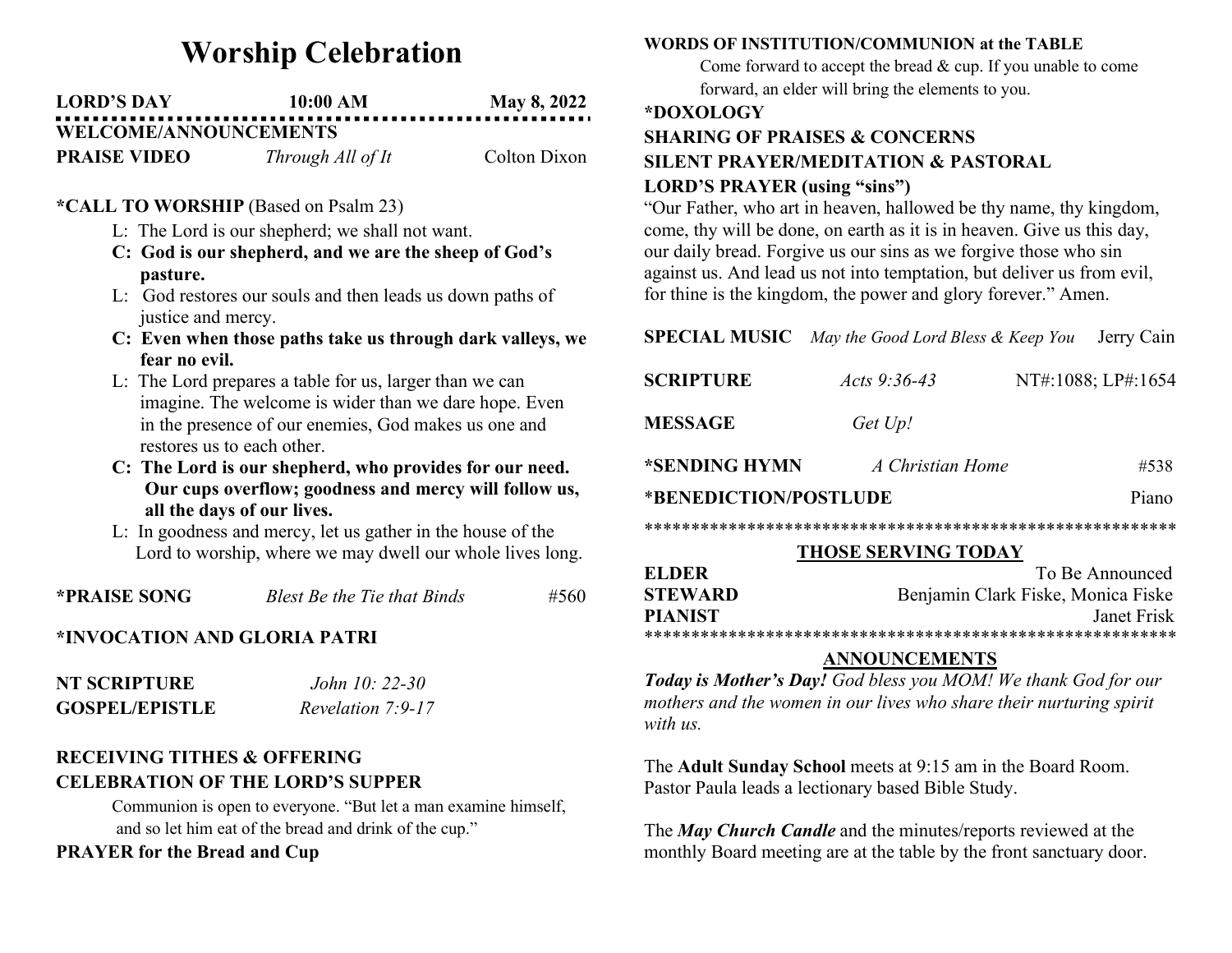# Worship Celebration

| LORD'S DAY | 10:00 AM | May 8, 2022 |
|---|---|---|

**WELCOME/ANNOUNCEMENTS**

**PRAISE VIDEO** *Through All of It* Colton Dixon

**\*CALL TO WORSHIP** (Based on Psalm 23)

L: The Lord is our shepherd; we shall not want.

**C: God is our shepherd, and we are the sheep of God's pasture.**

L: God restores our souls and then leads us down paths of justice and mercy.

**C: Even when those paths take us through dark valleys, we fear no evil.**

L: The Lord prepares a table for us, larger than we can imagine. The welcome is wider than we dare hope. Even in the presence of our enemies, God makes us one and restores us to each other.

**C: The Lord is our shepherd, who provides for our need. Our cups overflow; goodness and mercy will follow us, all the days of our lives.**

L: In goodness and mercy, let us gather in the house of the Lord to worship, where we may dwell our whole lives long.

**\*PRAISE SONG** *Blest Be the Tie that Binds* #560

**\*INVOCATION AND GLORIA PATRI**

**NT SCRIPTURE** *John 10: 22-30*

**GOSPEL/EPISTLE** *Revelation 7:9-17*

**RECEIVING TITHES & OFFERING**

**CELEBRATION OF THE LORD'S SUPPER**

Communion is open to everyone. "But let a man examine himself, and so let him eat of the bread and drink of the cup."

**PRAYER for the Bread and Cup**

**WORDS OF INSTITUTION/COMMUNION at the TABLE**

Come forward to accept the bread & cup. If you unable to come forward, an elder will bring the elements to you.

**\*DOXOLOGY**

**SHARING OF PRAISES & CONCERNS**

**SILENT PRAYER/MEDITATION & PASTORAL**

**LORD'S PRAYER (using "sins")**

"Our Father, who art in heaven, hallowed be thy name, thy kingdom, come, thy will be done, on earth as it is in heaven. Give us this day, our daily bread. Forgive us our sins as we forgive those who sin against us. And lead us not into temptation, but deliver us from evil, for thine is the kingdom, the power and glory forever." Amen.

**SPECIAL MUSIC** *May the Good Lord Bless & Keep You* Jerry Cain

**SCRIPTURE** *Acts 9:36-43* NT#:1088; LP#:1654

**MESSAGE** *Get Up!*

**\*SENDING HYMN** *A Christian Home* #538

**\*BENEDICTION/POSTLUDE** Piano

\*\*\*\*\*\*\*\*\*\*\*\*\*\*\*\*\*\*\*\*\*\*\*\*\*\*\*\*\*\*\*\*\*\*\*\*\*\*\*\*\*\*\*\*\*\*\*\*\*\*\*\*\*\*\*\*

## THOSE SERVING TODAY

| | |
|---|---|
| **ELDER** | To Be Announced |
| **STEWARD** | Benjamin Clark Fiske, Monica Fiske |
| **PIANIST** | Janet Frisk |

\*\*\*\*\*\*\*\*\*\*\*\*\*\*\*\*\*\*\*\*\*\*\*\*\*\*\*\*\*\*\*\*\*\*\*\*\*\*\*\*\*\*\*\*\*\*\*\*\*\*\*\*\*\*\*\*

## ANNOUNCEMENTS

***Today is Mother's Day!*** *God bless you MOM! We thank God for our mothers and the women in our lives who share their nurturing spirit with us.*

The **Adult Sunday School** meets at 9:15 am in the Board Room. Pastor Paula leads a lectionary based Bible Study.

The ***May Church Candle*** and the minutes/reports reviewed at the monthly Board meeting are at the table by the front sanctuary door.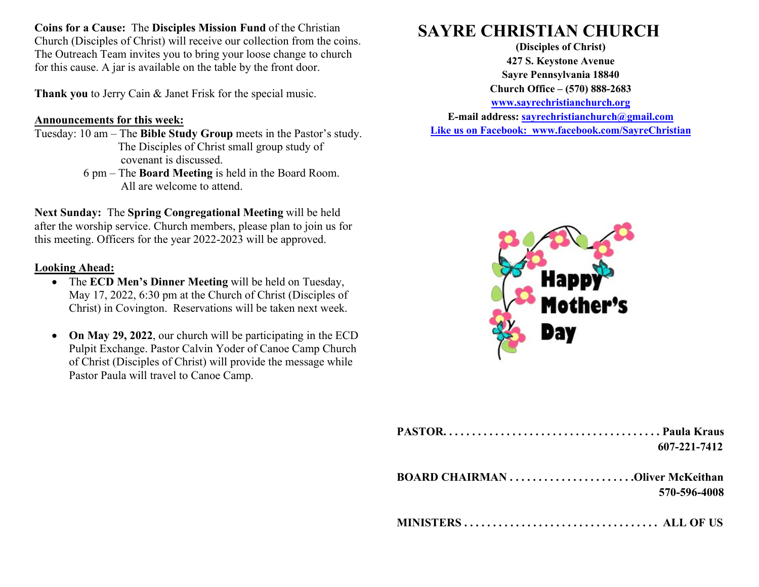**Coins for a Cause:** The **Disciples Mission Fund** of the Christian Church (Disciples of Christ) will receive our collection from the coins. The Outreach Team invites you to bring your loose change to church for this cause. A jar is available on the table by the front door.

**Thank you** to Jerry Cain & Janet Frisk for the special music.

**Announcements for this week:**

Tuesday: 10 am – The **Bible Study Group** meets in the Pastor's study. The Disciples of Christ small group study of covenant is discussed.

6 pm – The **Board Meeting** is held in the Board Room. All are welcome to attend.

**Next Sunday:** The **Spring Congregational Meeting** will be held after the worship service. Church members, please plan to join us for this meeting. Officers for the year 2022-2023 will be approved.

**Looking Ahead:**

- The **ECD Men's Dinner Meeting** will be held on Tuesday, May 17, 2022, 6:30 pm at the Church of Christ (Disciples of Christ) in Covington. Reservations will be taken next week.

- **On May 29, 2022**, our church will be participating in the ECD Pulpit Exchange. Pastor Calvin Yoder of Canoe Camp Church of Christ (Disciples of Christ) will provide the message while Pastor Paula will travel to Canoe Camp.

# SAYRE CHRISTIAN CHURCH

**(Disciples of Christ)**
**427 S. Keystone Avenue**
**Sayre Pennsylvania 18840**
**Church Office – (570) 888-2683**
**www.sayrechristianchurch.org**
**E-mail address: sayrechristianchurch@gmail.com**
**Like us on Facebook: www.facebook.com/SayreChristian**

Happy Mother's Day

**PASTOR. . . . . . . . . . . . . . . . . . . . . . . . . . . . . . . . . . . . . Paula Kraus**
**607-221-7412**

**BOARD CHAIRMAN . . . . . . . . . . . . . . . . . . . . . .Oliver McKeithan**
**570-596-4008**

**MINISTERS . . . . . . . . . . . . . . . . . . . . . . . . . . . . . . . . . ALL OF US**